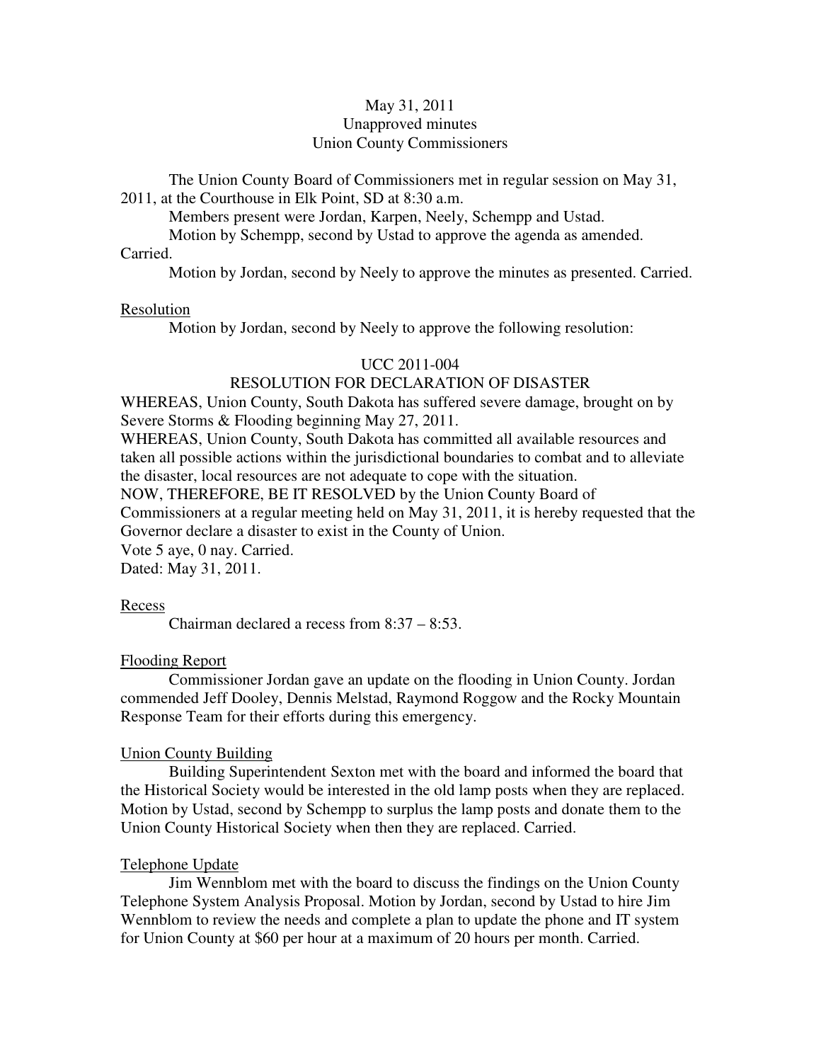May 31, 2011
Unapproved minutes
Union County Commissioners

The Union County Board of Commissioners met in regular session on May 31, 2011, at the Courthouse in Elk Point, SD at 8:30 a.m.

Members present were Jordan, Karpen, Neely, Schempp and Ustad.

Motion by Schempp, second by Ustad to approve the agenda as amended. Carried.

Motion by Jordan, second by Neely to approve the minutes as presented. Carried.

Resolution

Motion by Jordan, second by Neely to approve the following resolution:

UCC 2011-004
RESOLUTION FOR DECLARATION OF DISASTER

WHEREAS, Union County, South Dakota has suffered severe damage, brought on by Severe Storms & Flooding beginning May 27, 2011.
WHEREAS, Union County, South Dakota has committed all available resources and taken all possible actions within the jurisdictional boundaries to combat and to alleviate the disaster, local resources are not adequate to cope with the situation.
NOW, THEREFORE, BE IT RESOLVED by the Union County Board of Commissioners at a regular meeting held on May 31, 2011, it is hereby requested that the Governor declare a disaster to exist in the County of Union.
Vote 5 aye, 0 nay. Carried.
Dated: May 31, 2011.

Recess

Chairman declared a recess from 8:37 – 8:53.

Flooding Report

Commissioner Jordan gave an update on the flooding in Union County. Jordan commended Jeff Dooley, Dennis Melstad, Raymond Roggow and the Rocky Mountain Response Team for their efforts during this emergency.

Union County Building

Building Superintendent Sexton met with the board and informed the board that the Historical Society would be interested in the old lamp posts when they are replaced. Motion by Ustad, second by Schempp to surplus the lamp posts and donate them to the Union County Historical Society when then they are replaced. Carried.

Telephone Update

Jim Wennblom met with the board to discuss the findings on the Union County Telephone System Analysis Proposal. Motion by Jordan, second by Ustad to hire Jim Wennblom to review the needs and complete a plan to update the phone and IT system for Union County at $60 per hour at a maximum of 20 hours per month. Carried.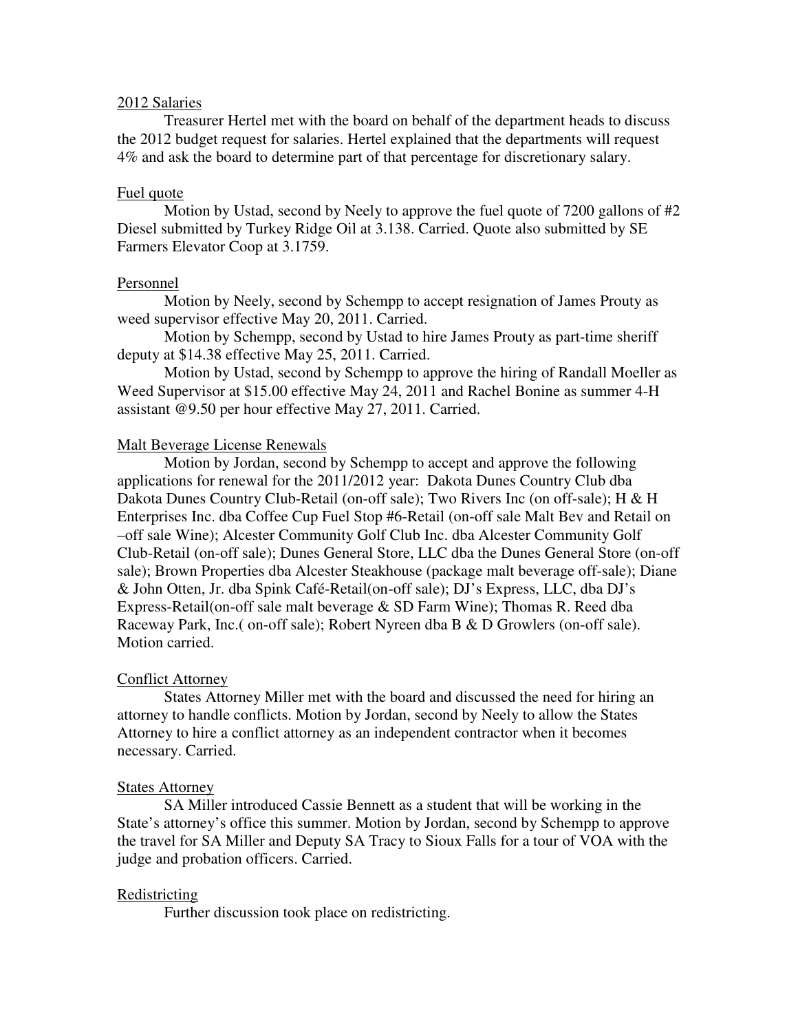2012 Salaries

Treasurer Hertel met with the board on behalf of the department heads to discuss the 2012 budget request for salaries. Hertel explained that the departments will request 4% and ask the board to determine part of that percentage for discretionary salary.

Fuel quote

Motion by Ustad, second by Neely to approve the fuel quote of 7200 gallons of #2 Diesel submitted by Turkey Ridge Oil at 3.138. Carried. Quote also submitted by SE Farmers Elevator Coop at 3.1759.

Personnel

Motion by Neely, second by Schempp to accept resignation of James Prouty as weed supervisor effective May 20, 2011. Carried.

Motion by Schempp, second by Ustad to hire James Prouty as part-time sheriff deputy at $14.38 effective May 25, 2011. Carried.

Motion by Ustad, second by Schempp to approve the hiring of Randall Moeller as Weed Supervisor at $15.00 effective May 24, 2011 and Rachel Bonine as summer 4-H assistant @9.50 per hour effective May 27, 2011. Carried.

Malt Beverage License Renewals

Motion by Jordan, second by Schempp to accept and approve the following applications for renewal for the 2011/2012 year: Dakota Dunes Country Club dba Dakota Dunes Country Club-Retail (on-off sale); Two Rivers Inc (on off-sale); H & H Enterprises Inc. dba Coffee Cup Fuel Stop #6-Retail (on-off sale Malt Bev and Retail on –off sale Wine); Alcester Community Golf Club Inc. dba Alcester Community Golf Club-Retail (on-off sale); Dunes General Store, LLC dba the Dunes General Store (on-off sale); Brown Properties dba Alcester Steakhouse (package malt beverage off-sale); Diane & John Otten, Jr. dba Spink Café-Retail(on-off sale); DJ's Express, LLC, dba DJ's Express-Retail(on-off sale malt beverage & SD Farm Wine); Thomas R. Reed dba Raceway Park, Inc.( on-off sale); Robert Nyreen dba B & D Growlers (on-off sale). Motion carried.

Conflict Attorney

States Attorney Miller met with the board and discussed the need for hiring an attorney to handle conflicts. Motion by Jordan, second by Neely to allow the States Attorney to hire a conflict attorney as an independent contractor when it becomes necessary. Carried.

States Attorney

SA Miller introduced Cassie Bennett as a student that will be working in the State's attorney's office this summer. Motion by Jordan, second by Schempp to approve the travel for SA Miller and Deputy SA Tracy to Sioux Falls for a tour of VOA with the judge and probation officers. Carried.

Redistricting

Further discussion took place on redistricting.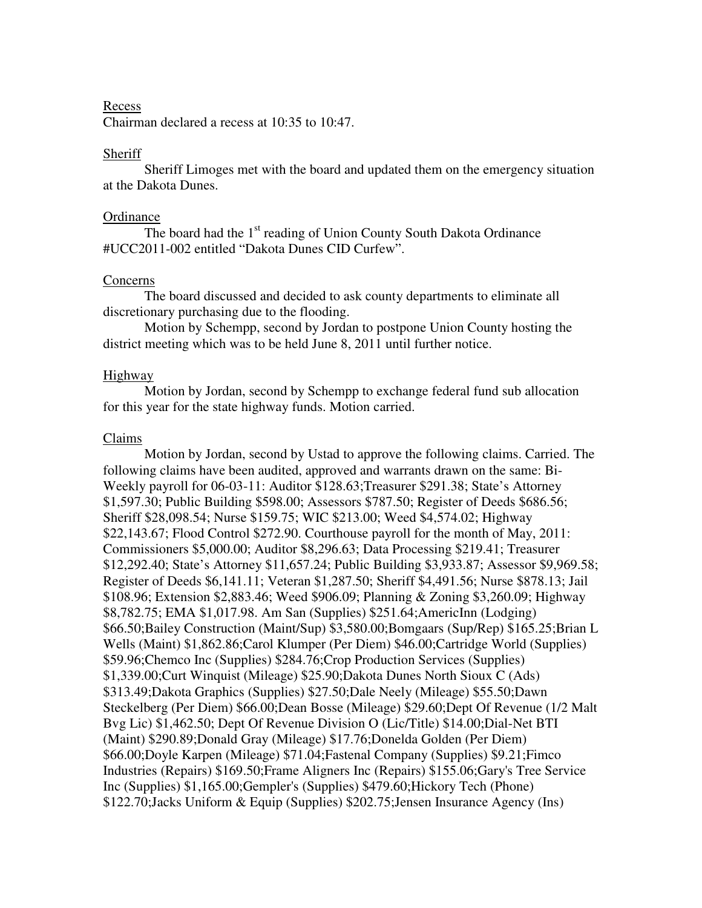Recess

Chairman declared a recess at 10:35 to 10:47.

Sheriff

Sheriff Limoges met with the board and updated them on the emergency situation at the Dakota Dunes.

Ordinance

The board had the 1st reading of Union County South Dakota Ordinance #UCC2011-002 entitled "Dakota Dunes CID Curfew".

Concerns

The board discussed and decided to ask county departments to eliminate all discretionary purchasing due to the flooding.

Motion by Schempp, second by Jordan to postpone Union County hosting the district meeting which was to be held June 8, 2011 until further notice.

Highway

Motion by Jordan, second by Schempp to exchange federal fund sub allocation for this year for the state highway funds. Motion carried.

Claims

Motion by Jordan, second by Ustad to approve the following claims. Carried. The following claims have been audited, approved and warrants drawn on the same: Bi-Weekly payroll for 06-03-11: Auditor $128.63;Treasurer $291.38; State's Attorney $1,597.30; Public Building $598.00; Assessors $787.50; Register of Deeds $686.56; Sheriff $28,098.54; Nurse $159.75; WIC $213.00; Weed $4,574.02; Highway $22,143.67; Flood Control $272.90. Courthouse payroll for the month of May, 2011: Commissioners $5,000.00; Auditor $8,296.63; Data Processing $219.41; Treasurer $12,292.40; State's Attorney $11,657.24; Public Building $3,933.87; Assessor $9,969.58; Register of Deeds $6,141.11; Veteran $1,287.50; Sheriff $4,491.56; Nurse $878.13; Jail $108.96; Extension $2,883.46; Weed $906.09; Planning & Zoning $3,260.09; Highway $8,782.75; EMA $1,017.98. Am San (Supplies) $251.64;AmericInn (Lodging) $66.50;Bailey Construction (Maint/Sup) $3,580.00;Bomgaars (Sup/Rep) $165.25;Brian L Wells (Maint) $1,862.86;Carol Klumper (Per Diem) $46.00;Cartridge World (Supplies) $59.96;Chemco Inc (Supplies) $284.76;Crop Production Services (Supplies) $1,339.00;Curt Winquist (Mileage) $25.90;Dakota Dunes North Sioux C (Ads) $313.49;Dakota Graphics (Supplies) $27.50;Dale Neely (Mileage) $55.50;Dawn Steckelberg (Per Diem) $66.00;Dean Bosse (Mileage) $29.60;Dept Of Revenue (1/2 Malt Bvg Lic) $1,462.50; Dept Of Revenue Division O (Lic/Title) $14.00;Dial-Net BTI (Maint) $290.89;Donald Gray (Mileage) $17.76;Donelda Golden (Per Diem) $66.00;Doyle Karpen (Mileage) $71.04;Fastenal Company (Supplies) $9.21;Fimco Industries (Repairs) $169.50;Frame Aligners Inc (Repairs) $155.06;Gary's Tree Service Inc (Supplies) $1,165.00;Gempler's (Supplies) $479.60;Hickory Tech (Phone) $122.70;Jacks Uniform & Equip (Supplies) $202.75;Jensen Insurance Agency (Ins)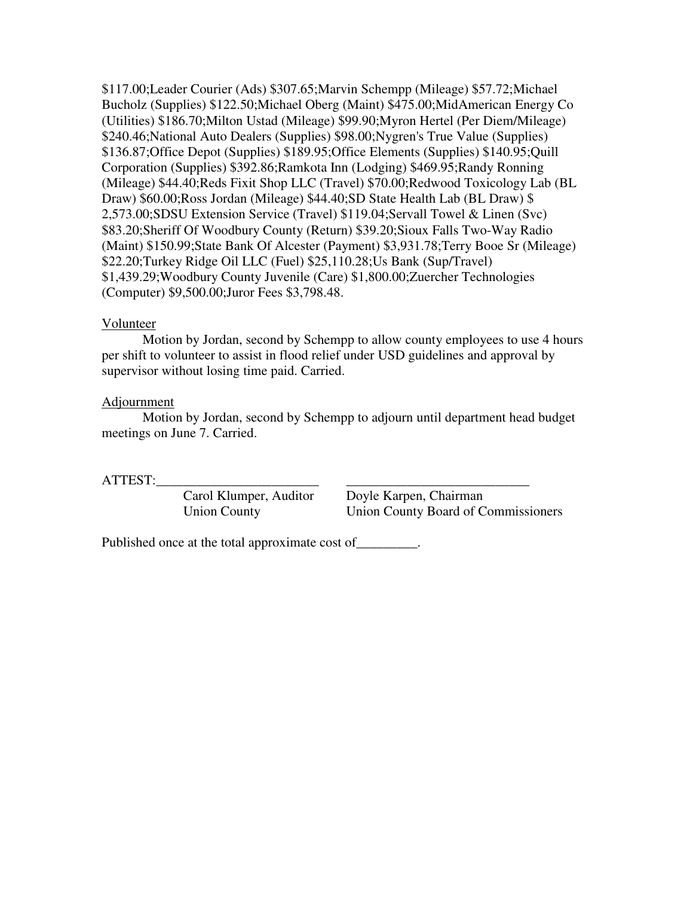$117.00;Leader Courier (Ads) $307.65;Marvin Schempp (Mileage) $57.72;Michael Bucholz (Supplies) $122.50;Michael Oberg (Maint) $475.00;MidAmerican Energy Co (Utilities) $186.70;Milton Ustad (Mileage) $99.90;Myron Hertel (Per Diem/Mileage) $240.46;National Auto Dealers (Supplies) $98.00;Nygren's True Value (Supplies) $136.87;Office Depot (Supplies) $189.95;Office Elements (Supplies) $140.95;Quill Corporation (Supplies) $392.86;Ramkota Inn (Lodging) $469.95;Randy Ronning (Mileage) $44.40;Reds Fixit Shop LLC (Travel) $70.00;Redwood Toxicology Lab (BL Draw) $60.00;Ross Jordan (Mileage) $44.40;SD State Health Lab (BL Draw) $ 2,573.00;SDSU Extension Service (Travel) $119.04;Servall Towel & Linen (Svc) $83.20;Sheriff Of Woodbury County (Return) $39.20;Sioux Falls Two-Way Radio (Maint) $150.99;State Bank Of Alcester (Payment) $3,931.78;Terry Booe Sr (Mileage) $22.20;Turkey Ridge Oil LLC (Fuel) $25,110.28;Us Bank (Sup/Travel) $1,439.29;Woodbury County Juvenile (Care) $1,800.00;Zuercher Technologies (Computer) $9,500.00;Juror Fees $3,798.48.

Volunteer

Motion by Jordan, second by Schempp to allow county employees to use 4 hours per shift to volunteer to assist in flood relief under USD guidelines and approval by supervisor without losing time paid. Carried.

Adjournment

Motion by Jordan, second by Schempp to adjourn until department head budget meetings on June 7. Carried.

ATTEST:________________________ ___________________________

Carol Klumper, Auditor Doyle Karpen, Chairman
Union County Union County Board of Commissioners

Published once at the total approximate cost of_________.